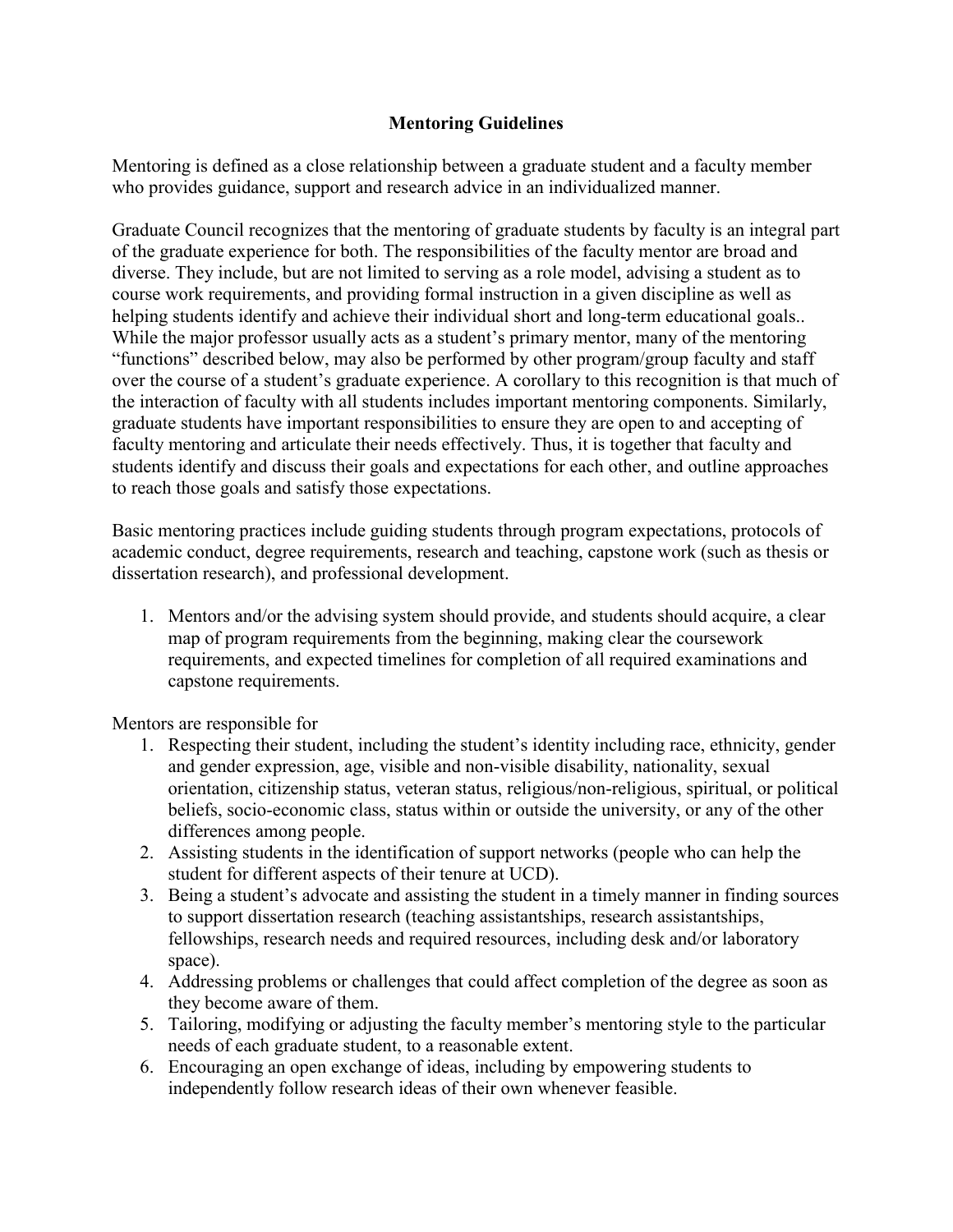# Mentoring Guidelines

Mentoring is defined as a close relationship between a graduate student and a faculty member who provides guidance, support and research advice in an individualized manner.

Graduate Council recognizes that the mentoring of graduate students by faculty is an integral part of the graduate experience for both. The responsibilities of the faculty mentor are broad and diverse. They include, but are not limited to serving as a role model, advising a student as to course work requirements, and providing formal instruction in a given discipline as well as helping students identify and achieve their individual short and long-term educational goals.. While the major professor usually acts as a student's primary mentor, many of the mentoring "functions" described below, may also be performed by other program/group faculty and staff over the course of a student's graduate experience. A corollary to this recognition is that much of the interaction of faculty with all students includes important mentoring components. Similarly, graduate students have important responsibilities to ensure they are open to and accepting of faculty mentoring and articulate their needs effectively. Thus, it is together that faculty and students identify and discuss their goals and expectations for each other, and outline approaches to reach those goals and satisfy those expectations.

Basic mentoring practices include guiding students through program expectations, protocols of academic conduct, degree requirements, research and teaching, capstone work (such as thesis or dissertation research), and professional development.

1. Mentors and/or the advising system should provide, and students should acquire, a clear map of program requirements from the beginning, making clear the coursework requirements, and expected timelines for completion of all required examinations and capstone requirements.

Mentors are responsible for

1. Respecting their student, including the student's identity including race, ethnicity, gender and gender expression, age, visible and non-visible disability, nationality, sexual orientation, citizenship status, veteran status, religious/non-religious, spiritual, or political beliefs, socio-economic class, status within or outside the university, or any of the other differences among people.
2. Assisting students in the identification of support networks (people who can help the student for different aspects of their tenure at UCD).
3. Being a student's advocate and assisting the student in a timely manner in finding sources to support dissertation research (teaching assistantships, research assistantships, fellowships, research needs and required resources, including desk and/or laboratory space).
4. Addressing problems or challenges that could affect completion of the degree as soon as they become aware of them.
5. Tailoring, modifying or adjusting the faculty member's mentoring style to the particular needs of each graduate student, to a reasonable extent.
6. Encouraging an open exchange of ideas, including by empowering students to independently follow research ideas of their own whenever feasible.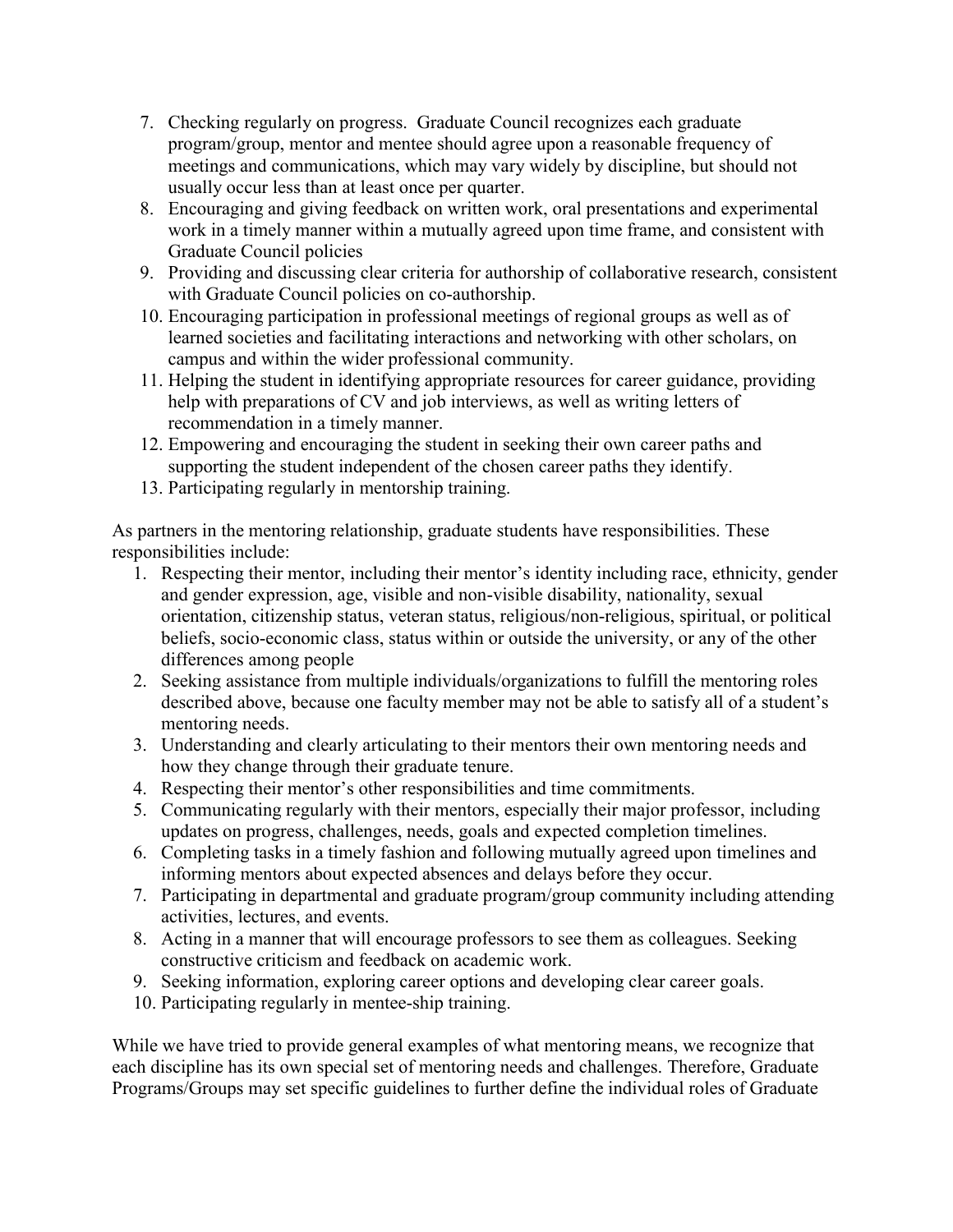7. Checking regularly on progress. Graduate Council recognizes each graduate program/group, mentor and mentee should agree upon a reasonable frequency of meetings and communications, which may vary widely by discipline, but should not usually occur less than at least once per quarter.
8. Encouraging and giving feedback on written work, oral presentations and experimental work in a timely manner within a mutually agreed upon time frame, and consistent with Graduate Council policies
9. Providing and discussing clear criteria for authorship of collaborative research, consistent with Graduate Council policies on co-authorship.
10. Encouraging participation in professional meetings of regional groups as well as of learned societies and facilitating interactions and networking with other scholars, on campus and within the wider professional community.
11. Helping the student in identifying appropriate resources for career guidance, providing help with preparations of CV and job interviews, as well as writing letters of recommendation in a timely manner.
12. Empowering and encouraging the student in seeking their own career paths and supporting the student independent of the chosen career paths they identify.
13. Participating regularly in mentorship training.

As partners in the mentoring relationship, graduate students have responsibilities. These responsibilities include:

1. Respecting their mentor, including their mentor's identity including race, ethnicity, gender and gender expression, age, visible and non-visible disability, nationality, sexual orientation, citizenship status, veteran status, religious/non-religious, spiritual, or political beliefs, socio-economic class, status within or outside the university, or any of the other differences among people
2. Seeking assistance from multiple individuals/organizations to fulfill the mentoring roles described above, because one faculty member may not be able to satisfy all of a student's mentoring needs.
3. Understanding and clearly articulating to their mentors their own mentoring needs and how they change through their graduate tenure.
4. Respecting their mentor's other responsibilities and time commitments.
5. Communicating regularly with their mentors, especially their major professor, including updates on progress, challenges, needs, goals and expected completion timelines.
6. Completing tasks in a timely fashion and following mutually agreed upon timelines and informing mentors about expected absences and delays before they occur.
7. Participating in departmental and graduate program/group community including attending activities, lectures, and events.
8. Acting in a manner that will encourage professors to see them as colleagues. Seeking constructive criticism and feedback on academic work.
9. Seeking information, exploring career options and developing clear career goals.
10. Participating regularly in mentee-ship training.

While we have tried to provide general examples of what mentoring means, we recognize that each discipline has its own special set of mentoring needs and challenges. Therefore, Graduate Programs/Groups may set specific guidelines to further define the individual roles of Graduate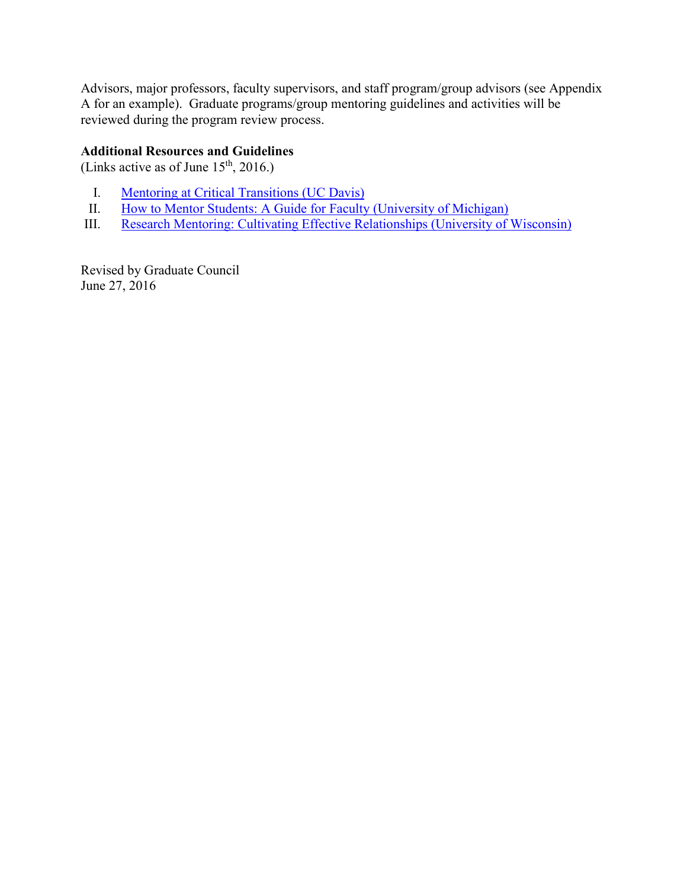Advisors, major professors, faculty supervisors, and staff program/group advisors (see Appendix A for an example). Graduate programs/group mentoring guidelines and activities will be reviewed during the program review process.

**Additional Resources and Guidelines**

(Links active as of June 15th, 2016.)

I. Mentoring at Critical Transitions (UC Davis)
II. How to Mentor Students: A Guide for Faculty (University of Michigan)
III. Research Mentoring: Cultivating Effective Relationships (University of Wisconsin)

Revised by Graduate Council
June 27, 2016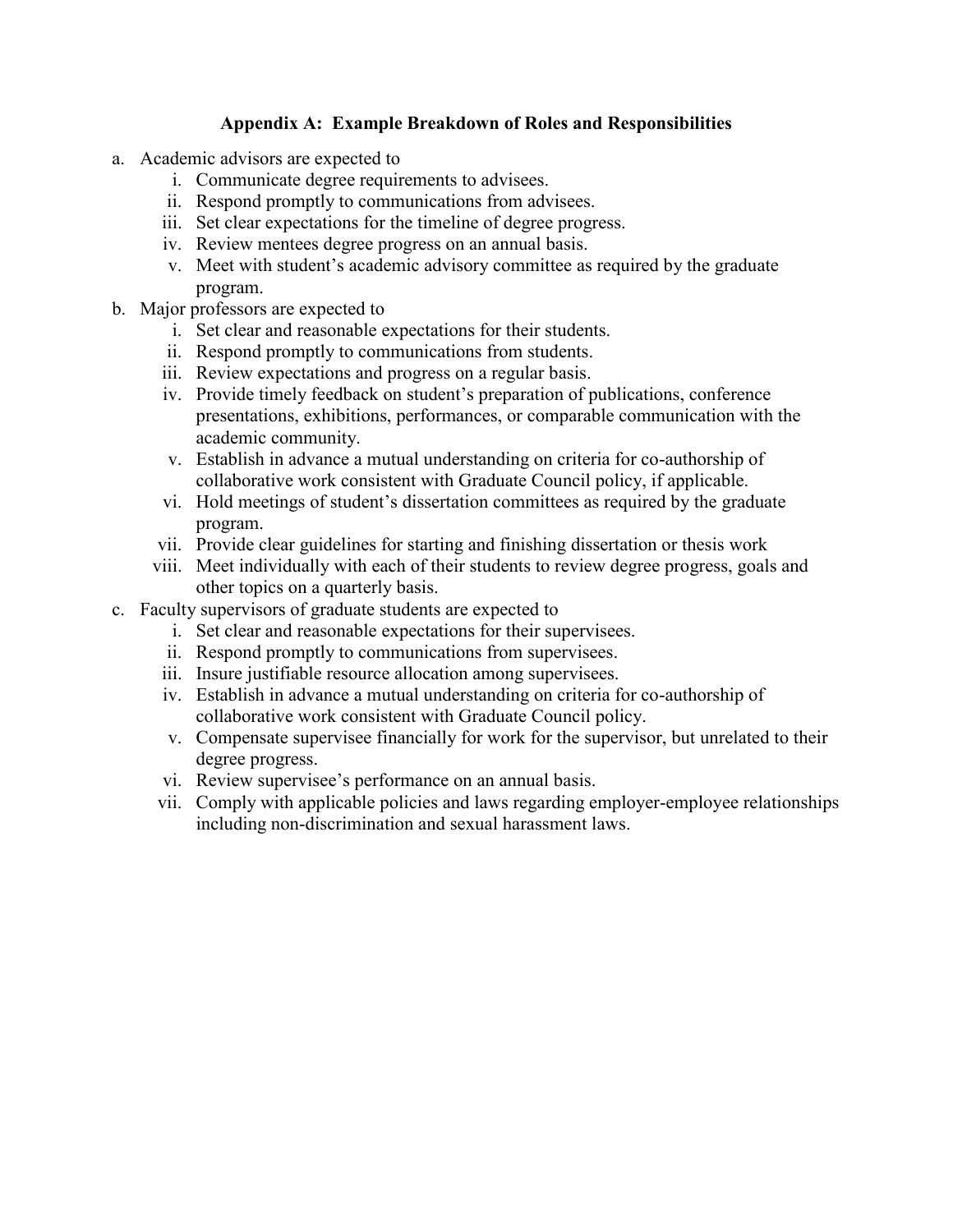### Appendix A: Example Breakdown of Roles and Responsibilities

a. Academic advisors are expected to
   i. Communicate degree requirements to advisees.
   ii. Respond promptly to communications from advisees.
   iii. Set clear expectations for the timeline of degree progress.
   iv. Review mentees degree progress on an annual basis.
   v. Meet with student's academic advisory committee as required by the graduate program.

b. Major professors are expected to
   i. Set clear and reasonable expectations for their students.
   ii. Respond promptly to communications from students.
   iii. Review expectations and progress on a regular basis.
   iv. Provide timely feedback on student's preparation of publications, conference presentations, exhibitions, performances, or comparable communication with the academic community.
   v. Establish in advance a mutual understanding on criteria for co-authorship of collaborative work consistent with Graduate Council policy, if applicable.
   vi. Hold meetings of student's dissertation committees as required by the graduate program.
   vii. Provide clear guidelines for starting and finishing dissertation or thesis work
   viii. Meet individually with each of their students to review degree progress, goals and other topics on a quarterly basis.

c. Faculty supervisors of graduate students are expected to
   i. Set clear and reasonable expectations for their supervisees.
   ii. Respond promptly to communications from supervisees.
   iii. Insure justifiable resource allocation among supervisees.
   iv. Establish in advance a mutual understanding on criteria for co-authorship of collaborative work consistent with Graduate Council policy.
   v. Compensate supervisee financially for work for the supervisor, but unrelated to their degree progress.
   vi. Review supervisee's performance on an annual basis.
   vii. Comply with applicable policies and laws regarding employer-employee relationships including non-discrimination and sexual harassment laws.